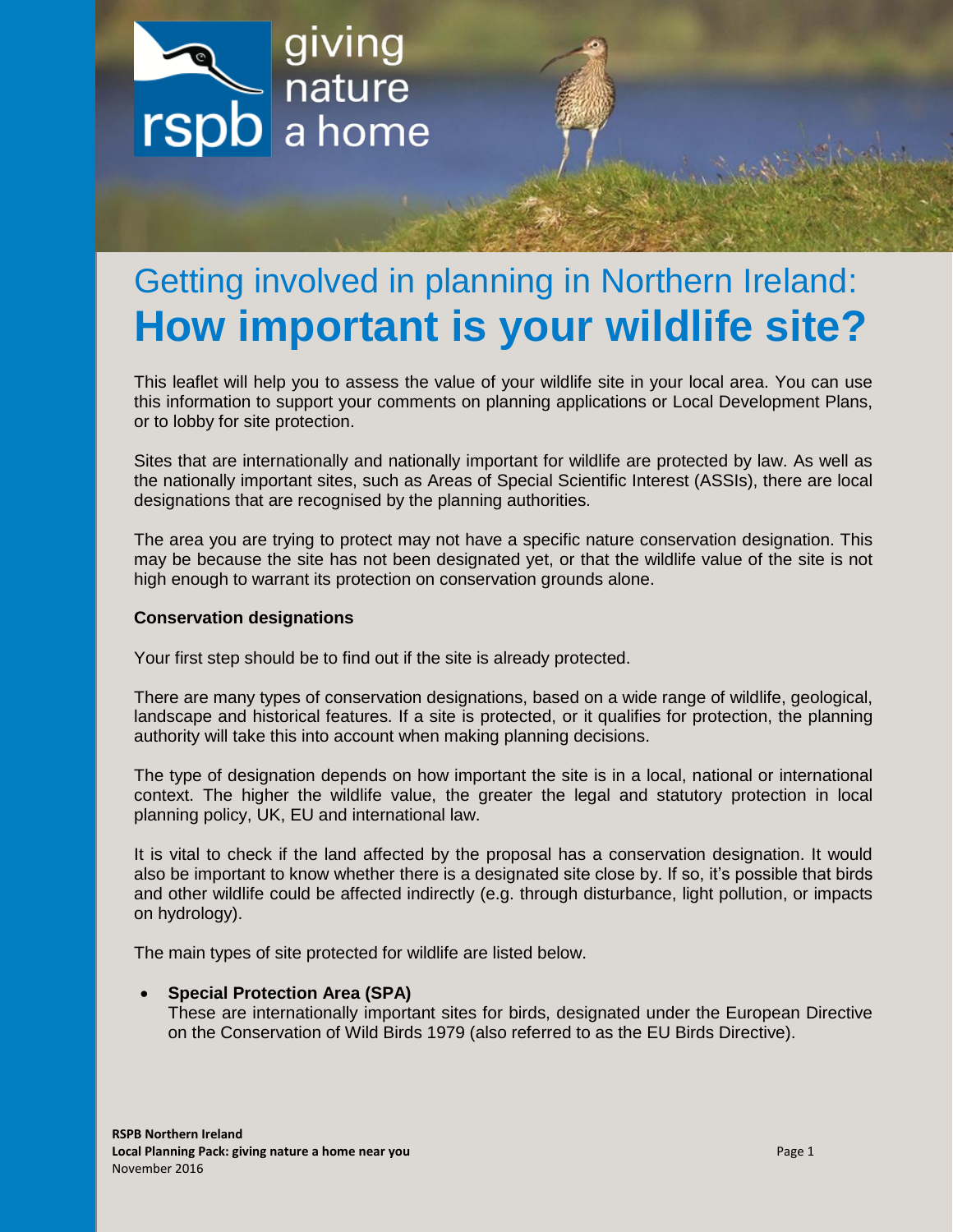# Getting involved in planning in Northern Ireland: **How important is your wildlife site?**

This leaflet will help you to assess the value of your wildlife site in your local area. You can use this information to support your comments on planning applications or Local Development Plans, or to lobby for site protection.

Sites that are internationally and nationally important for wildlife are protected by law. As well as the nationally important sites, such as Areas of Special Scientific Interest (ASSIs), there are local designations that are recognised by the planning authorities.

The area you are trying to protect may not have a specific nature conservation designation. This may be because the site has not been designated yet, or that the wildlife value of the site is not high enough to warrant its protection on conservation grounds alone.

**Conservation designations**

Your first step should be to find out if the site is already protected.

There are many types of conservation designations, based on a wide range of wildlife, geological, landscape and historical features. If a site is protected, or it qualifies for protection, the planning authority will take this into account when making planning decisions.

The type of designation depends on how important the site is in a local, national or international context. The higher the wildlife value, the greater the legal and statutory protection in local planning policy, UK, EU and international law.

It is vital to check if the land affected by the proposal has a conservation designation. It would also be important to know whether there is a designated site close by. If so, it's possible that birds and other wildlife could be affected indirectly (e.g. through disturbance, light pollution, or impacts on hydrology).

The main types of site protected for wildlife are listed below.

- **Special Protection Area (SPA)**
  These are internationally important sites for birds, designated under the European Directive on the Conservation of Wild Birds 1979 (also referred to as the EU Birds Directive).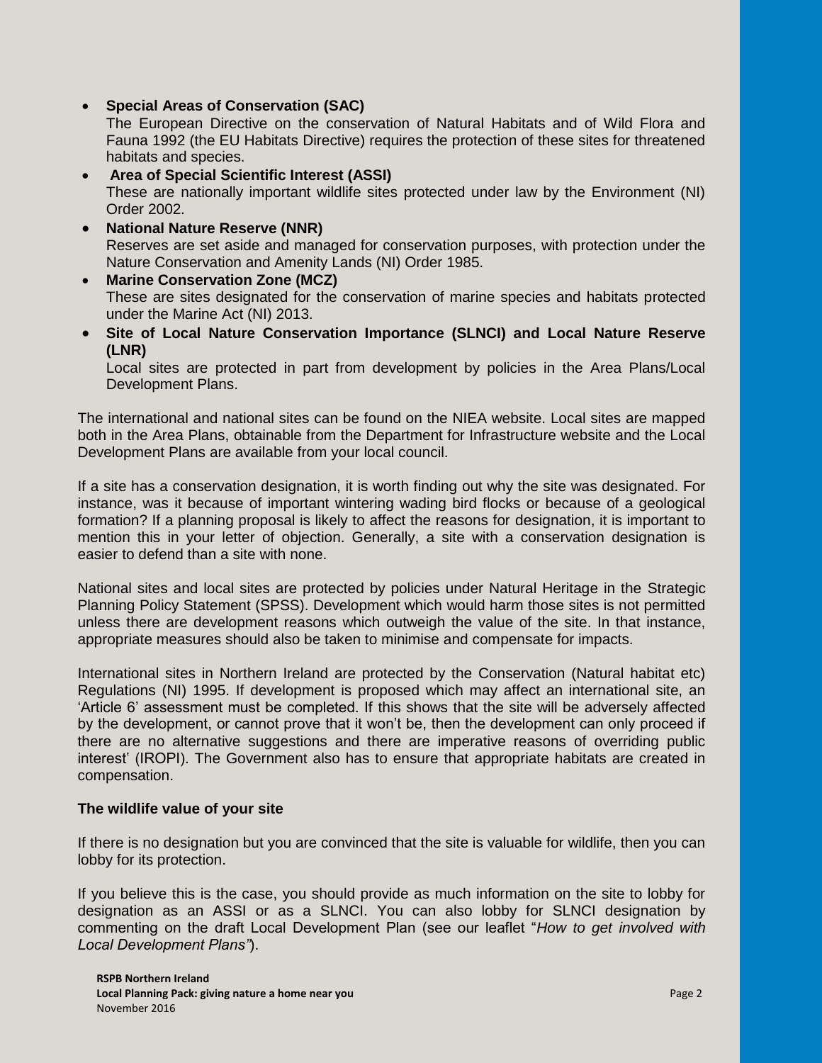- **Special Areas of Conservation (SAC)**
  The European Directive on the conservation of Natural Habitats and of Wild Flora and Fauna 1992 (the EU Habitats Directive) requires the protection of these sites for threatened habitats and species.
- **Area of Special Scientific Interest (ASSI)**
  These are nationally important wildlife sites protected under law by the Environment (NI) Order 2002.
- **National Nature Reserve (NNR)**
  Reserves are set aside and managed for conservation purposes, with protection under the Nature Conservation and Amenity Lands (NI) Order 1985.
- **Marine Conservation Zone (MCZ)**
  These are sites designated for the conservation of marine species and habitats protected under the Marine Act (NI) 2013.
- **Site of Local Nature Conservation Importance (SLNCI) and Local Nature Reserve (LNR)**
  Local sites are protected in part from development by policies in the Area Plans/Local Development Plans.

The international and national sites can be found on the NIEA website. Local sites are mapped both in the Area Plans, obtainable from the Department for Infrastructure website and the Local Development Plans are available from your local council.

If a site has a conservation designation, it is worth finding out why the site was designated. For instance, was it because of important wintering wading bird flocks or because of a geological formation? If a planning proposal is likely to affect the reasons for designation, it is important to mention this in your letter of objection. Generally, a site with a conservation designation is easier to defend than a site with none.

National sites and local sites are protected by policies under Natural Heritage in the Strategic Planning Policy Statement (SPSS). Development which would harm those sites is not permitted unless there are development reasons which outweigh the value of the site. In that instance, appropriate measures should also be taken to minimise and compensate for impacts.

International sites in Northern Ireland are protected by the Conservation (Natural habitat etc) Regulations (NI) 1995. If development is proposed which may affect an international site, an 'Article 6' assessment must be completed. If this shows that the site will be adversely affected by the development, or cannot prove that it won't be, then the development can only proceed if there are no alternative suggestions and there are imperative reasons of overriding public interest' (IROPI). The Government also has to ensure that appropriate habitats are created in compensation.

**The wildlife value of your site**

If there is no designation but you are convinced that the site is valuable for wildlife, then you can lobby for its protection.

If you believe this is the case, you should provide as much information on the site to lobby for designation as an ASSI or as a SLNCI. You can also lobby for SLNCI designation by commenting on the draft Local Development Plan (see our leaflet "*How to get involved with Local Development Plans"*).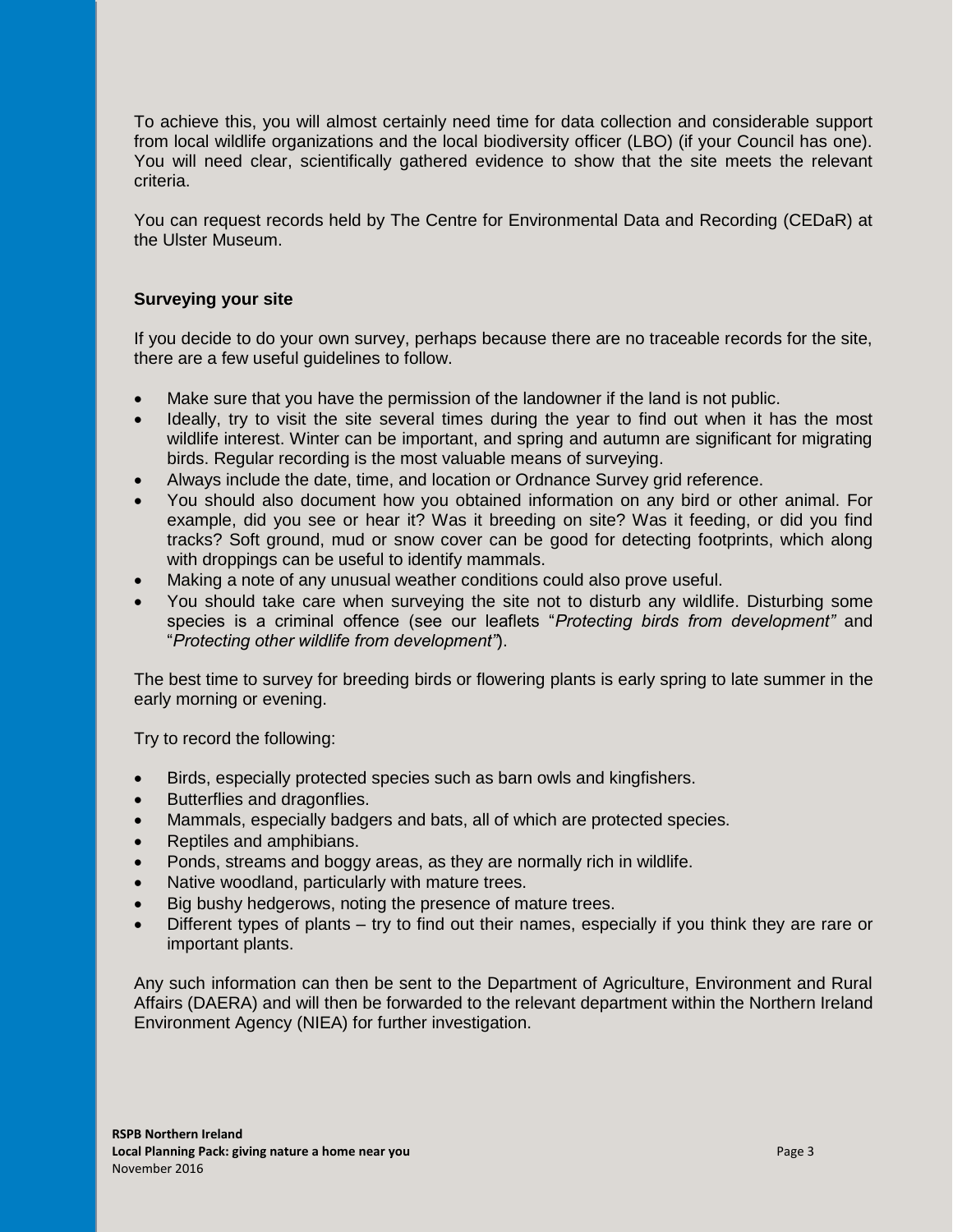To achieve this, you will almost certainly need time for data collection and considerable support from local wildlife organizations and the local biodiversity officer (LBO) (if your Council has one). You will need clear, scientifically gathered evidence to show that the site meets the relevant criteria.

You can request records held by The Centre for Environmental Data and Recording (CEDaR) at the Ulster Museum.

### Surveying your site

If you decide to do your own survey, perhaps because there are no traceable records for the site, there are a few useful guidelines to follow.

- Make sure that you have the permission of the landowner if the land is not public.
- Ideally, try to visit the site several times during the year to find out when it has the most wildlife interest. Winter can be important, and spring and autumn are significant for migrating birds. Regular recording is the most valuable means of surveying.
- Always include the date, time, and location or Ordnance Survey grid reference.
- You should also document how you obtained information on any bird or other animal. For example, did you see or hear it? Was it breeding on site? Was it feeding, or did you find tracks? Soft ground, mud or snow cover can be good for detecting footprints, which along with droppings can be useful to identify mammals.
- Making a note of any unusual weather conditions could also prove useful.
- You should take care when surveying the site not to disturb any wildlife. Disturbing some species is a criminal offence (see our leaflets "*Protecting birds from development"* and "*Protecting other wildlife from development"*).

The best time to survey for breeding birds or flowering plants is early spring to late summer in the early morning or evening.

Try to record the following:

- Birds, especially protected species such as barn owls and kingfishers.
- Butterflies and dragonflies.
- Mammals, especially badgers and bats, all of which are protected species.
- Reptiles and amphibians.
- Ponds, streams and boggy areas, as they are normally rich in wildlife.
- Native woodland, particularly with mature trees.
- Big bushy hedgerows, noting the presence of mature trees.
- Different types of plants – try to find out their names, especially if you think they are rare or important plants.

Any such information can then be sent to the Department of Agriculture, Environment and Rural Affairs (DAERA) and will then be forwarded to the relevant department within the Northern Ireland Environment Agency (NIEA) for further investigation.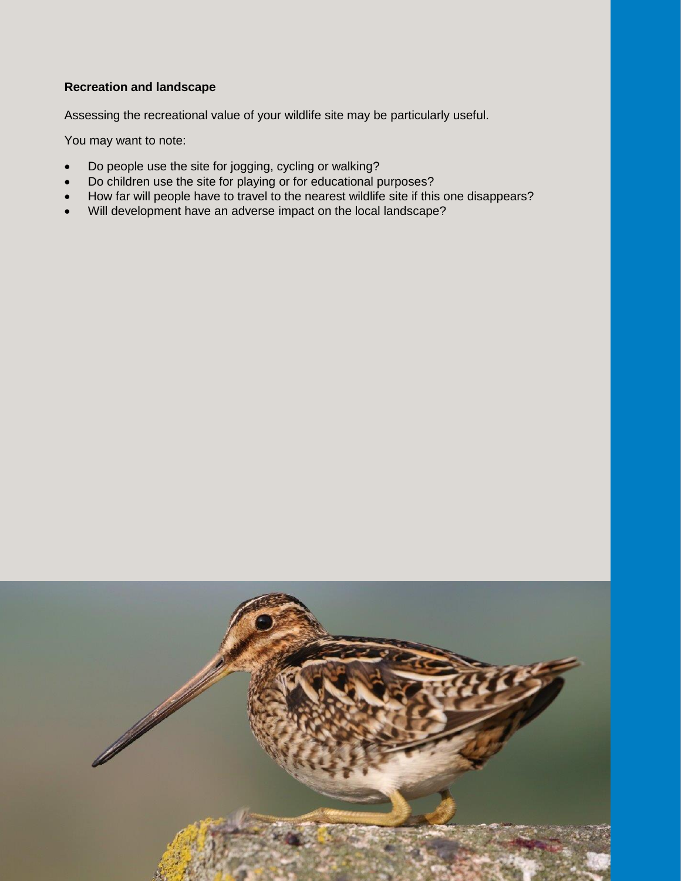**Recreation and landscape**

Assessing the recreational value of your wildlife site may be particularly useful.

You may want to note:

- Do people use the site for jogging, cycling or walking?
- Do children use the site for playing or for educational purposes?
- How far will people have to travel to the nearest wildlife site if this one disappears?
- Will development have an adverse impact on the local landscape?